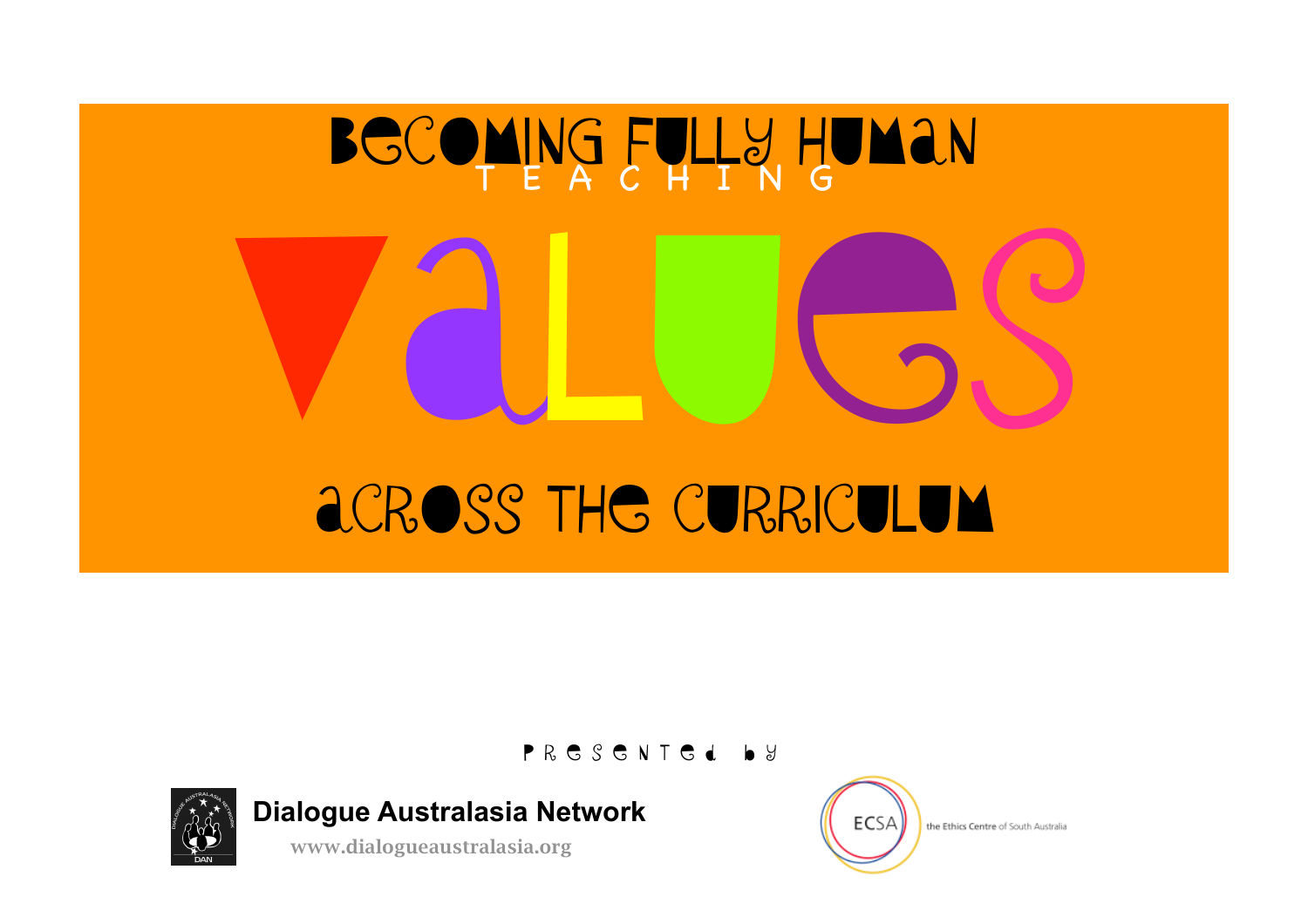# Becoming Fully Human

## Teaching

# Values

## across the Curriculum

Presented by

**Dialogue Australasia Network**

www.dialogueaustralasia.org

ECSA the Ethics Centre of South Australia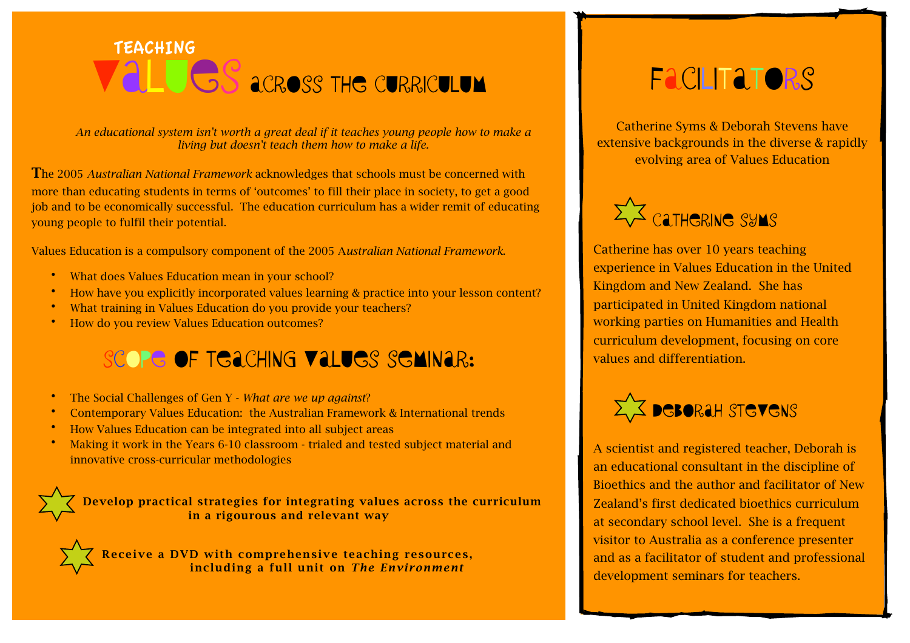# TEACHING VALUES ACROSS THE CURRICULUM

*An educational system isn't worth a great deal if it teaches young people how to make a living but doesn't teach them how to make a life.*

The 2005 *Australian National Framework* acknowledges that schools must be concerned with more than educating students in terms of 'outcomes' to fill their place in society, to get a good job and to be economically successful. The education curriculum has a wider remit of educating young people to fulfil their potential.

Values Education is a compulsory component of the 2005 A*ustralian National Framework.*

- What does Values Education mean in your school?
- How have you explicitly incorporated values learning & practice into your lesson content?
- What training in Values Education do you provide your teachers?
- How do you review Values Education outcomes?

## SCOPE OF TEACHING VALUES SEMINAR:

- The Social Challenges of Gen Y - *What are we up against?*
- Contemporary Values Education: the Australian Framework & International trends
- How Values Education can be integrated into all subject areas
- Making it work in the Years 6-10 classroom - trialed and tested subject material and innovative cross-curricular methodologies

**Develop practical strategies for integrating values across the curriculum in a rigourous and relevant way**

**Receive a DVD with comprehensive teaching resources, including a full unit on *The Environment***

# FACILITATORS

Catherine Syms & Deborah Stevens have extensive backgrounds in the diverse & rapidly evolving area of Values Education

## CATHERINE SYMS

Catherine has over 10 years teaching experience in Values Education in the United Kingdom and New Zealand. She has participated in United Kingdom national working parties on Humanities and Health curriculum development, focusing on core values and differentiation.

## DEBORAH STEVENS

A scientist and registered teacher, Deborah is an educational consultant in the discipline of Bioethics and the author and facilitator of New Zealand's first dedicated bioethics curriculum at secondary school level. She is a frequent visitor to Australia as a conference presenter and as a facilitator of student and professional development seminars for teachers.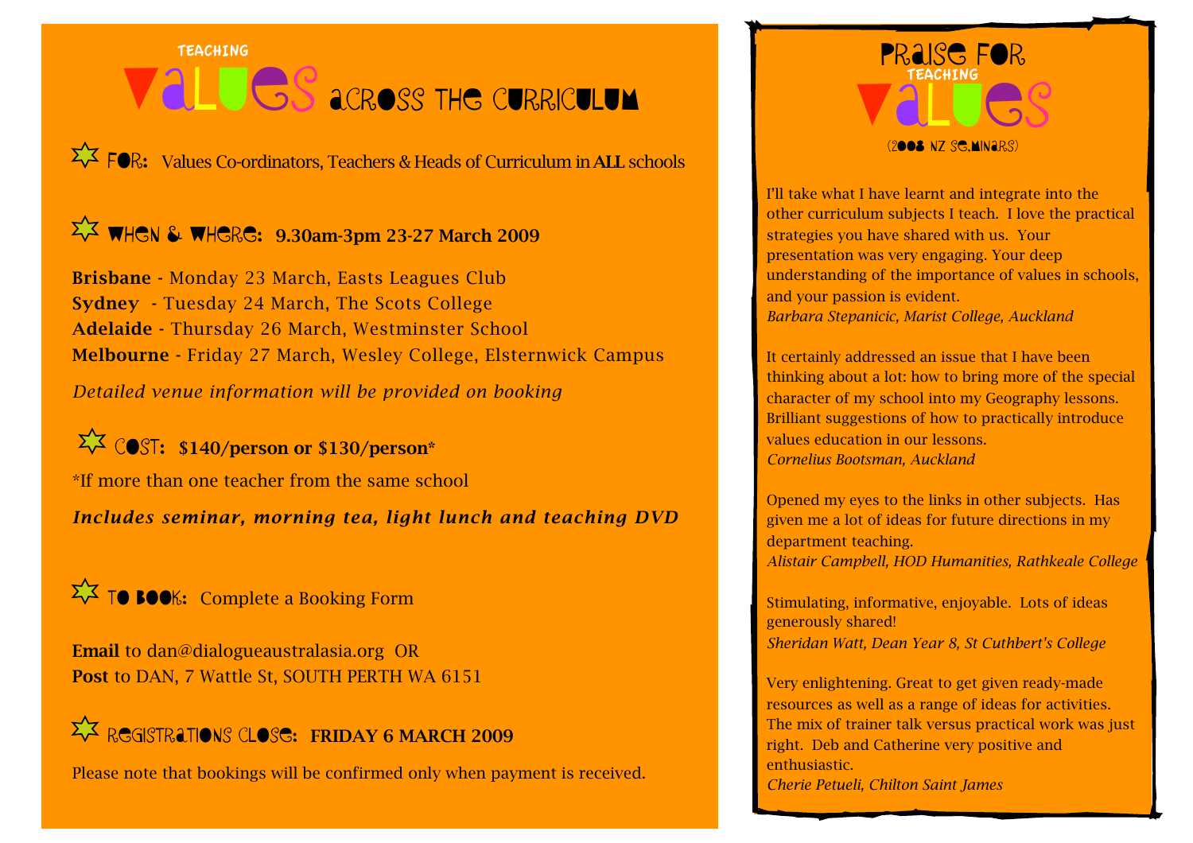# Teaching Values across the Curriculum

**For:** Values Co-ordinators, Teachers & Heads of Curriculum in **ALL** schools

**When & Where:** **9.30am-3pm 23-27 March 2009**

**Brisbane** - Monday 23 March, Easts Leagues Club
**Sydney** - Tuesday 24 March, The Scots College
**Adelaide** - Thursday 26 March, Westminster School
**Melbourne** - Friday 27 March, Wesley College, Elsternwick Campus

*Detailed venue information will be provided on booking*

**Cost:** **$140/person or $130/person***

*If more than one teacher from the same school

***Includes seminar, morning tea, light lunch and teaching DVD***

**To Book:** Complete a Booking Form

**Email** to dan@dialogueaustralasia.org OR
**Post** to DAN, 7 Wattle St, SOUTH PERTH WA 6151

**Registrations Close:** **FRIDAY 6 MARCH 2009**

Please note that bookings will be confirmed only when payment is received.

## Praise for Teaching Values

(2008 NZ Seminars)

I'll take what I have learnt and integrate into the other curriculum subjects I teach. I love the practical strategies you have shared with us. Your presentation was very engaging. Your deep understanding of the importance of values in schools, and your passion is evident.
*Barbara Stepanicic, Marist College, Auckland*

It certainly addressed an issue that I have been thinking about a lot: how to bring more of the special character of my school into my Geography lessons. Brilliant suggestions of how to practically introduce values education in our lessons.
*Cornelius Bootsman, Auckland*

Opened my eyes to the links in other subjects. Has given me a lot of ideas for future directions in my department teaching.
*Alistair Campbell, HOD Humanities, Rathkeale College*

Stimulating, informative, enjoyable. Lots of ideas generously shared!
*Sheridan Watt, Dean Year 8, St Cuthbert's College*

Very enlightening. Great to get given ready-made resources as well as a range of ideas for activities. The mix of trainer talk versus practical work was just right. Deb and Catherine very positive and enthusiastic.
*Cherie Petueli, Chilton Saint James*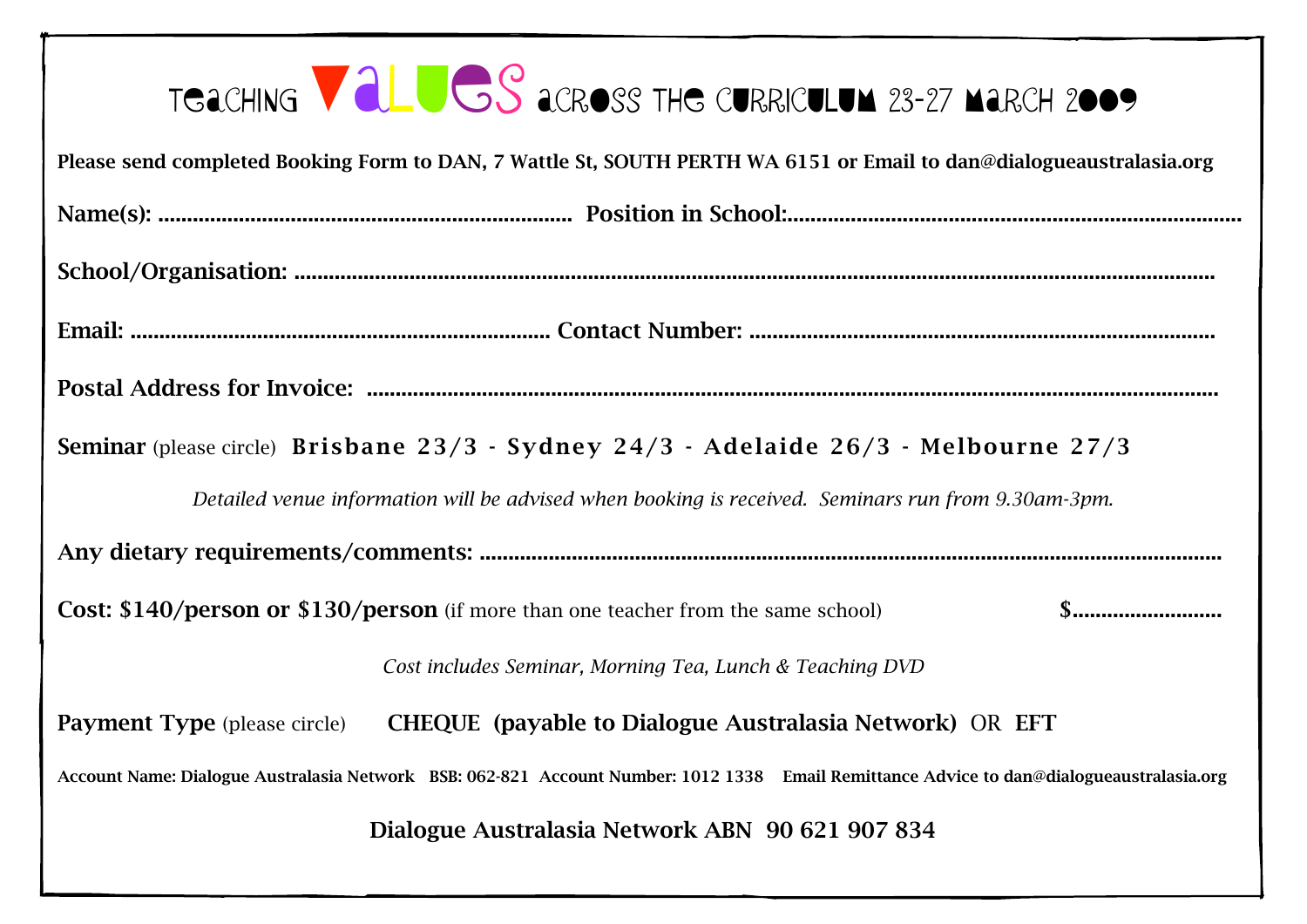# Teaching Values across the curriculum 23-27 March 2009

**Please send completed Booking Form to DAN, 7 Wattle St, SOUTH PERTH WA 6151 or Email to dan@dialogueaustralasia.org**

**Name(s):** ..................................................................... **Position in School:**.............................................................................

**School/Organisation:** .......................................................................................................................................

**Email:** ...................................................................... **Contact Number:** ...............................................................................

**Postal Address for Invoice:** ..........................................................................................................................

**Seminar** (please circle) **Brisbane 23/3 - Sydney 24/3 - Adelaide 26/3 - Melbourne 27/3**

*Detailed venue information will be advised when booking is received. Seminars run from 9.30am-3pm.*

**Any dietary requirements/comments:** ...................................................................................................................

**Cost: $140/person or $130/person** (if more than one teacher from the same school) **$.........................**

*Cost includes Seminar, Morning Tea, Lunch & Teaching DVD*

**Payment Type** (please circle) **CHEQUE (payable to Dialogue Australasia Network)** OR **EFT**

**Account Name: Dialogue Australasia Network BSB: 062-821 Account Number: 1012 1338 Email Remittance Advice to dan@dialogueaustralasia.org**

**Dialogue Australasia Network ABN 90 621 907 834**